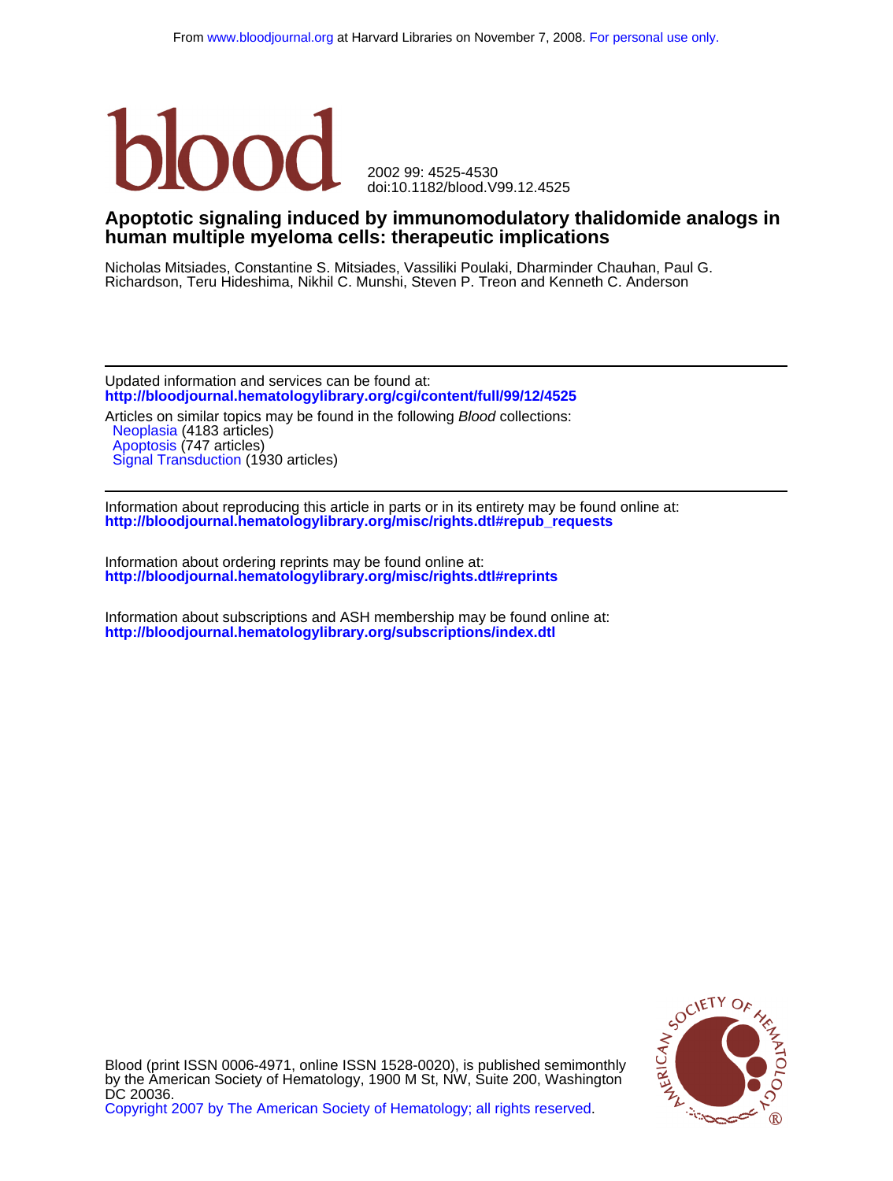From www.bloodjournal.org at Harvard Libraries on November 7, 2008. For personal use only.

blood

2002 99: 4525-4530
doi:10.1182/blood.V99.12.4525

# Apoptotic signaling induced by immunomodulatory thalidomide analogs in human multiple myeloma cells: therapeutic implications

Nicholas Mitsiades, Constantine S. Mitsiades, Vassiliki Poulaki, Dharminder Chauhan, Paul G. Richardson, Teru Hideshima, Nikhil C. Munshi, Steven P. Treon and Kenneth C. Anderson

---

Updated information and services can be found at:
**http://bloodjournal.hematologylibrary.org/cgi/content/full/99/12/4525**

Articles on similar topics may be found in the following *Blood* collections:
- Neoplasia (4183 articles)
- Apoptosis (747 articles)
- Signal Transduction (1930 articles)

---

Information about reproducing this article in parts or in its entirety may be found online at:
**http://bloodjournal.hematologylibrary.org/misc/rights.dtl#repub_requests**

Information about ordering reprints may be found online at:
**http://bloodjournal.hematologylibrary.org/misc/rights.dtl#reprints**

Information about subscriptions and ASH membership may be found online at:
**http://bloodjournal.hematologylibrary.org/subscriptions/index.dtl**

Blood (print ISSN 0006-4971, online ISSN 1528-0020), is published semimonthly by the American Society of Hematology, 1900 M St, NW, Suite 200, Washington DC 20036.
Copyright 2007 by The American Society of Hematology; all rights reserved.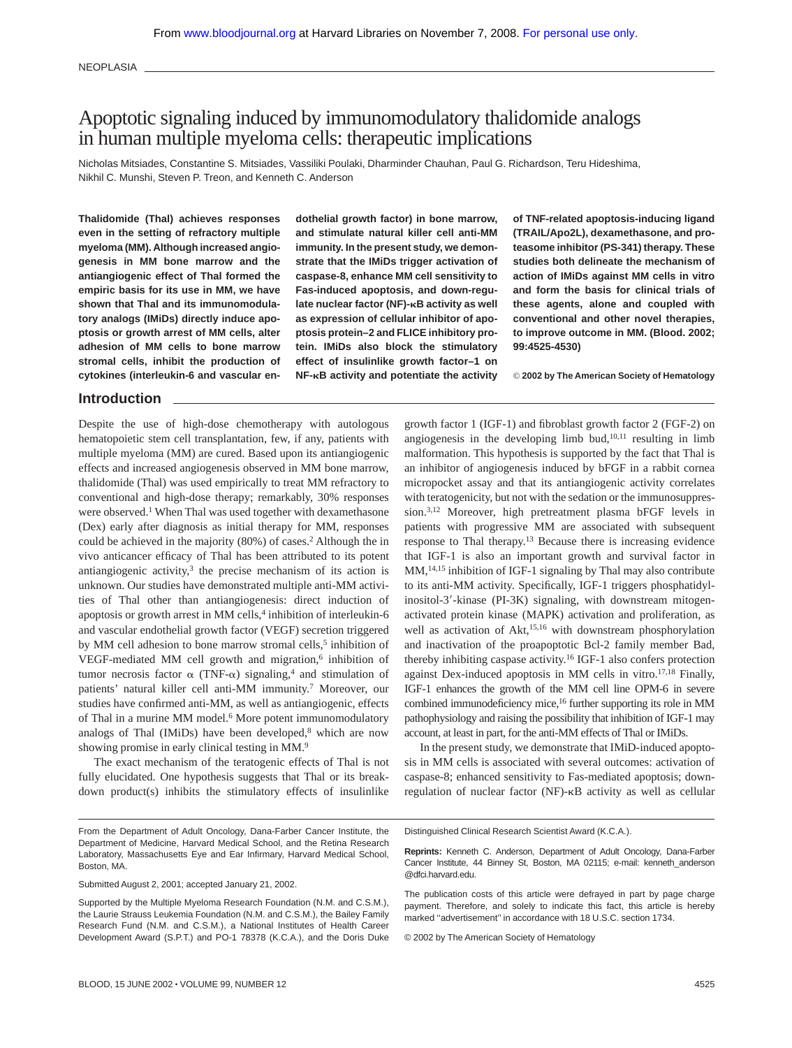NEOPLASIA

# Apoptotic signaling induced by immunomodulatory thalidomide analogs in human multiple myeloma cells: therapeutic implications

Nicholas Mitsiades, Constantine S. Mitsiades, Vassiliki Poulaki, Dharminder Chauhan, Paul G. Richardson, Teru Hideshima, Nikhil C. Munshi, Steven P. Treon, and Kenneth C. Anderson

**Thalidomide (Thal) achieves responses even in the setting of refractory multiple myeloma (MM). Although increased angiogenesis in MM bone marrow and the antiangiogenic effect of Thal formed the empiric basis for its use in MM, we have shown that Thal and its immunomodulatory analogs (IMiDs) directly induce apoptosis or growth arrest of MM cells, alter adhesion of MM cells to bone marrow stromal cells, inhibit the production of cytokines (interleukin-6 and vascular endothelial growth factor) in bone marrow, and stimulate natural killer cell anti-MM immunity. In the present study, we demonstrate that the IMiDs trigger activation of caspase-8, enhance MM cell sensitivity to Fas-induced apoptosis, and down-regulate nuclear factor (NF)-κB activity as well as expression of cellular inhibitor of apoptosis protein–2 and FLICE inhibitory protein. IMiDs also block the stimulatory effect of insulinlike growth factor–1 on NF-κB activity and potentiate the activity of TNF-related apoptosis-inducing ligand (TRAIL/Apo2L), dexamethasone, and proteasome inhibitor (PS-341) therapy. These studies both delineate the mechanism of action of IMiDs against MM cells in vitro and form the basis for clinical trials of these agents, alone and coupled with conventional and other novel therapies, to improve outcome in MM. (Blood. 2002; 99:4525-4530)**

**© 2002 by The American Society of Hematology**

## Introduction

Despite the use of high-dose chemotherapy with autologous hematopoietic stem cell transplantation, few, if any, patients with multiple myeloma (MM) are cured. Based upon its antiangiogenic effects and increased angiogenesis observed in MM bone marrow, thalidomide (Thal) was used empirically to treat MM refractory to conventional and high-dose therapy; remarkably, 30% responses were observed.[1] When Thal was used together with dexamethasone (Dex) early after diagnosis as initial therapy for MM, responses could be achieved in the majority (80%) of cases.[2] Although the in vivo anticancer efficacy of Thal has been attributed to its potent antiangiogenic activity,[3] the precise mechanism of its action is unknown. Our studies have demonstrated multiple anti-MM activities of Thal other than antiangiogenesis: direct induction of apoptosis or growth arrest in MM cells,[4] inhibition of interleukin-6 and vascular endothelial growth factor (VEGF) secretion triggered by MM cell adhesion to bone marrow stromal cells,[5] inhibition of VEGF-mediated MM cell growth and migration,[6] inhibition of tumor necrosis factor α (TNF-α) signaling,[4] and stimulation of patients' natural killer cell anti-MM immunity.[7] Moreover, our studies have confirmed anti-MM, as well as antiangiogenic, effects of Thal in a murine MM model.[6] More potent immunomodulatory analogs of Thal (IMiDs) have been developed,[8] which are now showing promise in early clinical testing in MM.[9]

The exact mechanism of the teratogenic effects of Thal is not fully elucidated. One hypothesis suggests that Thal or its breakdown product(s) inhibits the stimulatory effects of insulinlike growth factor 1 (IGF-1) and fibroblast growth factor 2 (FGF-2) on angiogenesis in the developing limb bud,[10,11] resulting in limb malformation. This hypothesis is supported by the fact that Thal is an inhibitor of angiogenesis induced by bFGF in a rabbit cornea micropocket assay and that its antiangiogenic activity correlates with teratogenicity, but not with the sedation or the immunosuppression.[3,12] Moreover, high pretreatment plasma bFGF levels in patients with progressive MM are associated with subsequent response to Thal therapy.[13] Because there is increasing evidence that IGF-1 is also an important growth and survival factor in MM,[14,15] inhibition of IGF-1 signaling by Thal may also contribute to its anti-MM activity. Specifically, IGF-1 triggers phosphatidylinositol-3′-kinase (PI-3K) signaling, with downstream mitogen-activated protein kinase (MAPK) activation and proliferation, as well as activation of Akt,[15,16] with downstream phosphorylation and inactivation of the proapoptotic Bcl-2 family member Bad, thereby inhibiting caspase activity.[16] IGF-1 also confers protection against Dex-induced apoptosis in MM cells in vitro.[17,18] Finally, IGF-1 enhances the growth of the MM cell line OPM-6 in severe combined immunodeficiency mice,[16] further supporting its role in MM pathophysiology and raising the possibility that inhibition of IGF-1 may account, at least in part, for the anti-MM effects of Thal or IMiDs.

In the present study, we demonstrate that IMiD-induced apoptosis in MM cells is associated with several outcomes: activation of caspase-8; enhanced sensitivity to Fas-mediated apoptosis; down-regulation of nuclear factor (NF)-κB activity as well as cellular

From the Department of Adult Oncology, Dana-Farber Cancer Institute, the Department of Medicine, Harvard Medical School, and the Retina Research Laboratory, Massachusetts Eye and Ear Infirmary, Harvard Medical School, Boston, MA.

Submitted August 2, 2001; accepted January 21, 2002.

Supported by the Multiple Myeloma Research Foundation (N.M. and C.S.M.), the Laurie Strauss Leukemia Foundation (N.M. and C.S.M.), the Bailey Family Research Fund (N.M. and C.S.M.), a National Institutes of Health Career Development Award (S.P.T.) and PO-1 78378 (K.C.A.), and the Doris Duke Distinguished Clinical Research Scientist Award (K.C.A.).

**Reprints:** Kenneth C. Anderson, Department of Adult Oncology, Dana-Farber Cancer Institute, 44 Binney St, Boston, MA 02115; e-mail: kenneth_anderson@dfci.harvard.edu.

The publication costs of this article were defrayed in part by page charge payment. Therefore, and solely to indicate this fact, this article is hereby marked "advertisement" in accordance with 18 U.S.C. section 1734.

© 2002 by The American Society of Hematology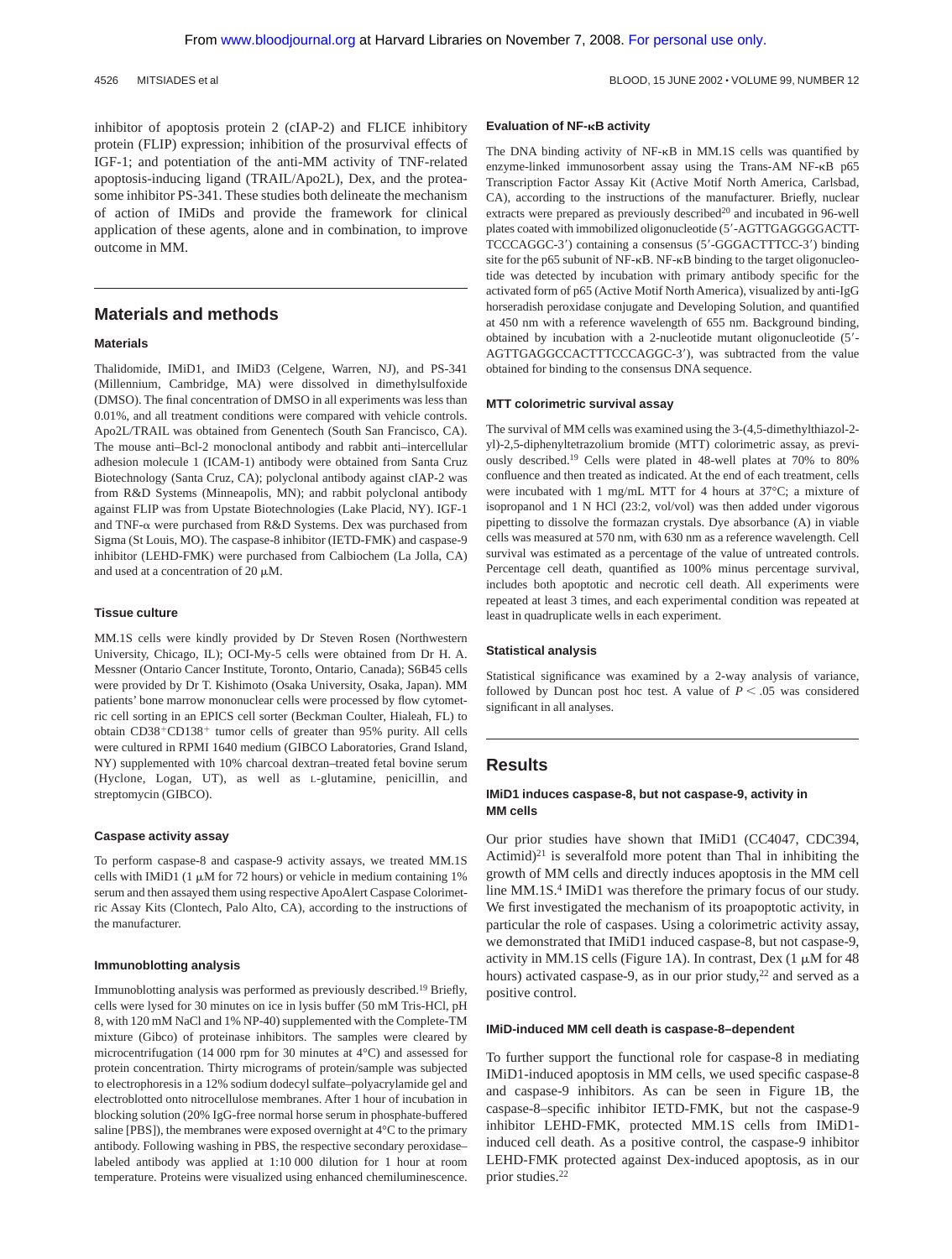inhibitor of apoptosis protein 2 (cIAP-2) and FLICE inhibitory protein (FLIP) expression; inhibition of the prosurvival effects of IGF-1; and potentiation of the anti-MM activity of TNF-related apoptosis-inducing ligand (TRAIL/Apo2L), Dex, and the proteasome inhibitor PS-341. These studies both delineate the mechanism of action of IMiDs and provide the framework for clinical application of these agents, alone and in combination, to improve outcome in MM.

## Materials and methods

### Materials

Thalidomide, IMiD1, and IMiD3 (Celgene, Warren, NJ), and PS-341 (Millennium, Cambridge, MA) were dissolved in dimethylsulfoxide (DMSO). The final concentration of DMSO in all experiments was less than 0.01%, and all treatment conditions were compared with vehicle controls. Apo2L/TRAIL was obtained from Genentech (South San Francisco, CA). The mouse anti–Bcl-2 monoclonal antibody and rabbit anti–intercellular adhesion molecule 1 (ICAM-1) antibody were obtained from Santa Cruz Biotechnology (Santa Cruz, CA); polyclonal antibody against cIAP-2 was from R&D Systems (Minneapolis, MN); and rabbit polyclonal antibody against FLIP was from Upstate Biotechnologies (Lake Placid, NY). IGF-1 and TNF-α were purchased from R&D Systems. Dex was purchased from Sigma (St Louis, MO). The caspase-8 inhibitor (IETD-FMK) and caspase-9 inhibitor (LEHD-FMK) were purchased from Calbiochem (La Jolla, CA) and used at a concentration of 20 μM.

### Tissue culture

MM.1S cells were kindly provided by Dr Steven Rosen (Northwestern University, Chicago, IL); OCI-My-5 cells were obtained from Dr H. A. Messner (Ontario Cancer Institute, Toronto, Ontario, Canada); S6B45 cells were provided by Dr T. Kishimoto (Osaka University, Osaka, Japan). MM patients' bone marrow mononuclear cells were processed by flow cytometric cell sorting in an EPICS cell sorter (Beckman Coulter, Hialeah, FL) to obtain $CD38^{+}CD138^{+}$ tumor cells of greater than 95% purity. All cells were cultured in RPMI 1640 medium (GIBCO Laboratories, Grand Island, NY) supplemented with 10% charcoal dextran–treated fetal bovine serum (Hyclone, Logan, UT), as well as L-glutamine, penicillin, and streptomycin (GIBCO).

### Caspase activity assay

To perform caspase-8 and caspase-9 activity assays, we treated MM.1S cells with IMiD1 (1 μM for 72 hours) or vehicle in medium containing 1% serum and then assayed them using respective ApoAlert Caspase Colorimetric Assay Kits (Clontech, Palo Alto, CA), according to the instructions of the manufacturer.

### Immunoblotting analysis

Immunoblotting analysis was performed as previously described.[19] Briefly, cells were lysed for 30 minutes on ice in lysis buffer (50 mM Tris-HCl, pH 8, with 120 mM NaCl and 1% NP-40) supplemented with the Complete-TM mixture (Gibco) of proteinase inhibitors. The samples were cleared by microcentrifugation (14 000 rpm for 30 minutes at 4°C) and assessed for protein concentration. Thirty micrograms of protein/sample was subjected to electrophoresis in a 12% sodium dodecyl sulfate–polyacrylamide gel and electroblotted onto nitrocellulose membranes. After 1 hour of incubation in blocking solution (20% IgG-free normal horse serum in phosphate-buffered saline [PBS]), the membranes were exposed overnight at 4°C to the primary antibody. Following washing in PBS, the respective secondary peroxidase–labeled antibody was applied at 1:10 000 dilution for 1 hour at room temperature. Proteins were visualized using enhanced chemiluminescence.

### Evaluation of NF-κB activity

The DNA binding activity of NF-κB in MM.1S cells was quantified by enzyme-linked immunosorbent assay using the Trans-AM NF-κB p65 Transcription Factor Assay Kit (Active Motif North America, Carlsbad, CA), according to the instructions of the manufacturer. Briefly, nuclear extracts were prepared as previously described[20] and incubated in 96-well plates coated with immobilized oligonucleotide (5′-AGTTGAGGGGACTTTCCCAGGC-3′) containing a consensus (5′-GGGACTTTCC-3′) binding site for the p65 subunit of NF-κB. NF-κB binding to the target oligonucleotide was detected by incubation with primary antibody specific for the activated form of p65 (Active Motif North America), visualized by anti-IgG horseradish peroxidase conjugate and Developing Solution, and quantified at 450 nm with a reference wavelength of 655 nm. Background binding, obtained by incubation with a 2-nucleotide mutant oligonucleotide (5′-AGTTGAGGCCACTTTCCCAGGC-3′), was subtracted from the value obtained for binding to the consensus DNA sequence.

### MTT colorimetric survival assay

The survival of MM cells was examined using the 3-(4,5-dimethylthiazol-2-yl)-2,5-diphenyltetrazolium bromide (MTT) colorimetric assay, as previously described.[19] Cells were plated in 48-well plates at 70% to 80% confluence and then treated as indicated. At the end of each treatment, cells were incubated with 1 mg/mL MTT for 4 hours at 37°C; a mixture of isopropanol and 1 N HCl (23:2, vol/vol) was then added under vigorous pipetting to dissolve the formazan crystals. Dye absorbance (A) in viable cells was measured at 570 nm, with 630 nm as a reference wavelength. Cell survival was estimated as a percentage of the value of untreated controls. Percentage cell death, quantified as 100% minus percentage survival, includes both apoptotic and necrotic cell death. All experiments were repeated at least 3 times, and each experimental condition was repeated at least in quadruplicate wells in each experiment.

### Statistical analysis

Statistical significance was examined by a 2-way analysis of variance, followed by Duncan post hoc test. A value of $P < .05$ was considered significant in all analyses.

## Results

### IMiD1 induces caspase-8, but not caspase-9, activity in MM cells

Our prior studies have shown that IMiD1 (CC4047, CDC394, Actimid)[21] is severalfold more potent than Thal in inhibiting the growth of MM cells and directly induces apoptosis in the MM cell line MM.1S.[4] IMiD1 was therefore the primary focus of our study. We first investigated the mechanism of its proapoptotic activity, in particular the role of caspases. Using a colorimetric activity assay, we demonstrated that IMiD1 induced caspase-8, but not caspase-9, activity in MM.1S cells (Figure 1A). In contrast, Dex (1 μM for 48 hours) activated caspase-9, as in our prior study,[22] and served as a positive control.

### IMiD-induced MM cell death is caspase-8–dependent

To further support the functional role for caspase-8 in mediating IMiD1-induced apoptosis in MM cells, we used specific caspase-8 and caspase-9 inhibitors. As can be seen in Figure 1B, the caspase-8–specific inhibitor IETD-FMK, but not the caspase-9 inhibitor LEHD-FMK, protected MM.1S cells from IMiD1-induced cell death. As a positive control, the caspase-9 inhibitor LEHD-FMK protected against Dex-induced apoptosis, as in our prior studies.[22]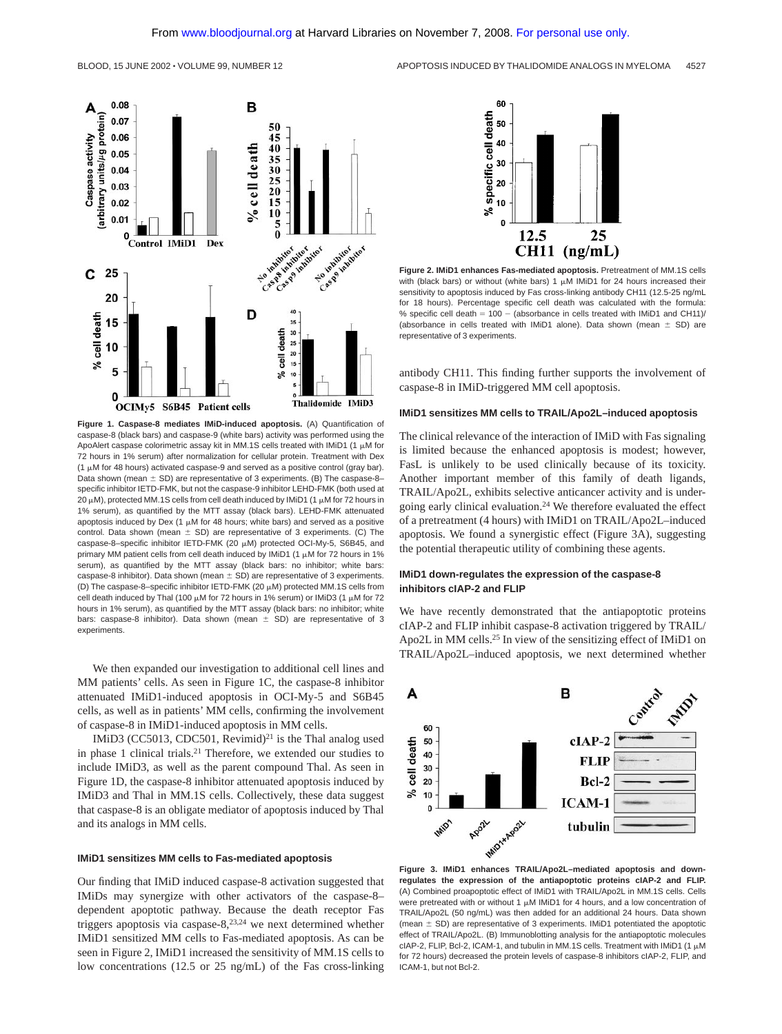**Figure 1. Caspase-8 mediates IMiD-induced apoptosis.** (A) Quantification of caspase-8 (black bars) and caspase-9 (white bars) activity was performed using the ApoAlert caspase colorimetric assay kit in MM.1S cells treated with IMiD1 (1 μM for 72 hours in 1% serum) after normalization for cellular protein. Treatment with Dex (1 μM for 48 hours) activated caspase-9 and served as a positive control (gray bar). Data shown (mean ± SD) are representative of 3 experiments. (B) The caspase-8–specific inhibitor IETD-FMK, but not the caspase-9 inhibitor LEHD-FMK (both used at 20 μM), protected MM.1S cells from cell death induced by IMiD1 (1 μM for 72 hours in 1% serum), as quantified by the MTT assay (black bars). LEHD-FMK attenuated apoptosis induced by Dex (1 μM for 48 hours; white bars) and served as a positive control. Data shown (mean ± SD) are representative of 3 experiments. (C) The caspase-8–specific inhibitor IETD-FMK (20 μM) protected OCI-My-5, S6B45, and primary MM patient cells from cell death induced by IMiD1 (1 μM for 72 hours in 1% serum), as quantified by the MTT assay (black bars: no inhibitor; white bars: caspase-8 inhibitor). Data shown (mean ± SD) are representative of 3 experiments. (D) The caspase-8–specific inhibitor IETD-FMK (20 μM) protected MM.1S cells from cell death induced by Thal (100 μM for 72 hours in 1% serum) or IMiD3 (1 μM for 72 hours in 1% serum), as quantified by the MTT assay (black bars: no inhibitor; white bars: caspase-8 inhibitor). Data shown (mean ± SD) are representative of 3 experiments.

We then expanded our investigation to additional cell lines and MM patients' cells. As seen in Figure 1C, the caspase-8 inhibitor attenuated IMiD1-induced apoptosis in OCI-My-5 and S6B45 cells, as well as in patients' MM cells, confirming the involvement of caspase-8 in IMiD1-induced apoptosis in MM cells.

IMiD3 (CC5013, CDC501, Revimid)[21] is the Thal analog used in phase 1 clinical trials.[21] Therefore, we extended our studies to include IMiD3, as well as the parent compound Thal. As seen in Figure 1D, the caspase-8 inhibitor attenuated apoptosis induced by IMiD3 and Thal in MM.1S cells. Collectively, these data suggest that caspase-8 is an obligate mediator of apoptosis induced by Thal and its analogs in MM cells.

### IMiD1 sensitizes MM cells to Fas-mediated apoptosis

Our finding that IMiD induced caspase-8 activation suggested that IMiDs may synergize with other activators of the caspase-8–dependent apoptotic pathway. Because the death receptor Fas triggers apoptosis via caspase-8,[23,24] we next determined whether IMiD1 sensitized MM cells to Fas-mediated apoptosis. As can be seen in Figure 2, IMiD1 increased the sensitivity of MM.1S cells to low concentrations (12.5 or 25 ng/mL) of the Fas cross-linking antibody CH11. This finding further supports the involvement of caspase-8 in IMiD-triggered MM cell apoptosis.

**Figure 2. IMiD1 enhances Fas-mediated apoptosis.** Pretreatment of MM.1S cells with (black bars) or without (white bars) 1 μM IMiD1 for 24 hours increased their sensitivity to apoptosis induced by Fas cross-linking antibody CH11 (12.5-25 ng/mL for 18 hours). Percentage specific cell death was calculated with the formula: % specific cell death = 100 − (absorbance in cells treated with IMiD1 and CH11)/(absorbance in cells treated with IMiD1 alone). Data shown (mean ± SD) are representative of 3 experiments.

### IMiD1 sensitizes MM cells to TRAIL/Apo2L–induced apoptosis

The clinical relevance of the interaction of IMiD with Fas signaling is limited because the enhanced apoptosis is modest; however, FasL is unlikely to be used clinically because of its toxicity. Another important member of this family of death ligands, TRAIL/Apo2L, exhibits selective anticancer activity and is undergoing early clinical evaluation.[24] We therefore evaluated the effect of a pretreatment (4 hours) with IMiD1 on TRAIL/Apo2L–induced apoptosis. We found a synergistic effect (Figure 3A), suggesting the potential therapeutic utility of combining these agents.

### IMiD1 down-regulates the expression of the caspase-8 inhibitors cIAP-2 and FLIP

We have recently demonstrated that the antiapoptotic proteins cIAP-2 and FLIP inhibit caspase-8 activation triggered by TRAIL/Apo2L in MM cells.[25] In view of the sensitizing effect of IMiD1 on TRAIL/Apo2L–induced apoptosis, we next determined whether

**Figure 3. IMiD1 enhances TRAIL/Apo2L–mediated apoptosis and down-regulates the expression of the antiapoptotic proteins cIAP-2 and FLIP.** (A) Combined proapoptotic effect of IMiD1 with TRAIL/Apo2L in MM.1S cells. Cells were pretreated with or without 1 μM IMiD1 for 4 hours, and a low concentration of TRAIL/Apo2L (50 ng/mL) was then added for an additional 24 hours. Data shown (mean ± SD) are representative of 3 experiments. IMiD1 potentiated the apoptotic effect of TRAIL/Apo2L. (B) Immunoblotting analysis for the antiapoptotic molecules cIAP-2, FLIP, Bcl-2, ICAM-1, and tubulin in MM.1S cells. Treatment with IMiD1 (1 μM for 72 hours) decreased the protein levels of caspase-8 inhibitors cIAP-2, FLIP, and ICAM-1, but not Bcl-2.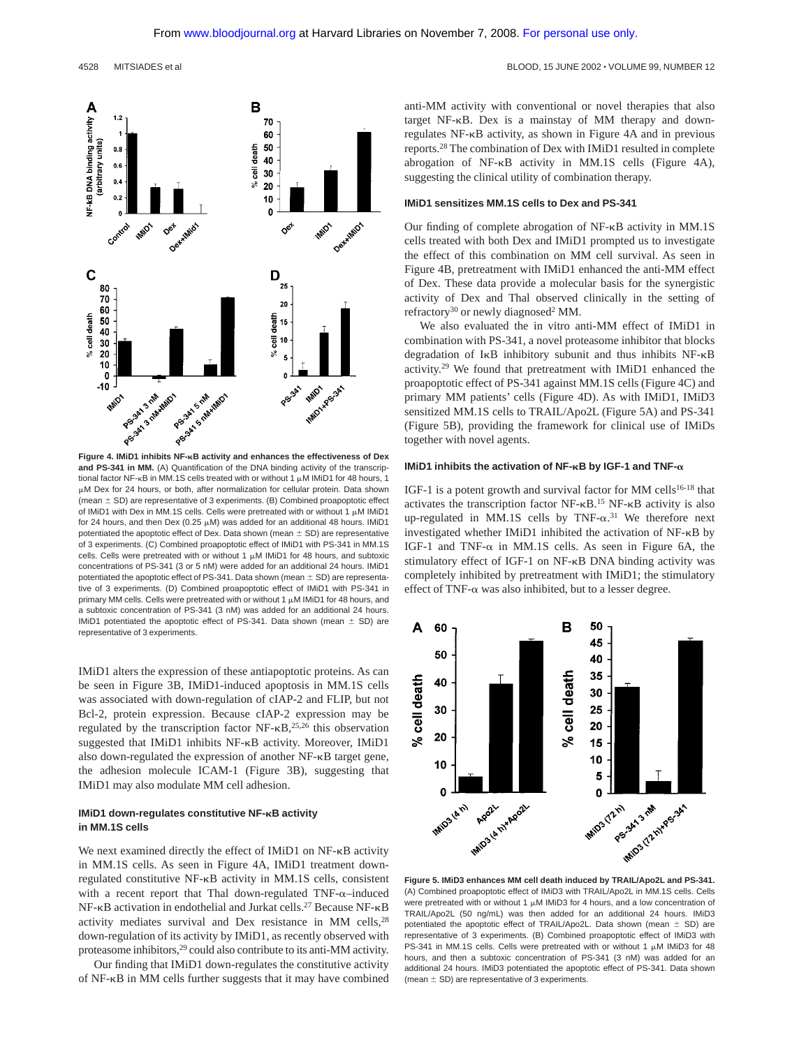Figure 4. IMiD1 inhibits NF-κB activity and enhances the effectiveness of Dex and PS-341 in MM. (A) Quantification of the DNA binding activity of the transcriptional factor NF-κB in MM.1S cells treated with or without 1 μM IMiD1 for 48 hours, 1 μM Dex for 24 hours, or both, after normalization for cellular protein. Data shown (mean ± SD) are representative of 3 experiments. (B) Combined proapoptotic effect of IMiD1 with Dex in MM.1S cells. Cells were pretreated with or without 1 μM IMiD1 for 24 hours, and then Dex (0.25 μM) was added for an additional 48 hours. IMiD1 potentiated the apoptotic effect of Dex. Data shown (mean ± SD) are representative of 3 experiments. (C) Combined proapoptotic effect of IMiD1 with PS-341 in MM.1S cells. Cells were pretreated with or without 1 μM IMiD1 for 48 hours, and subtoxic concentrations of PS-341 (3 or 5 nM) were added for an additional 24 hours. IMiD1 potentiated the apoptotic effect of PS-341. Data shown (mean ± SD) are representative of 3 experiments. (D) Combined proapoptotic effect of IMiD1 with PS-341 in primary MM cells. Cells were pretreated with or without 1 μM IMiD1 for 48 hours, and a subtoxic concentration of PS-341 (3 nM) was added for an additional 24 hours. IMiD1 potentiated the apoptotic effect of PS-341. Data shown (mean ± SD) are representative of 3 experiments.

IMiD1 alters the expression of these antiapoptotic proteins. As can be seen in Figure 3B, IMiD1-induced apoptosis in MM.1S cells was associated with down-regulation of cIAP-2 and FLIP, but not Bcl-2, protein expression. Because cIAP-2 expression may be regulated by the transcription factor NF-κB,[25,26] this observation suggested that IMiD1 inhibits NF-κB activity. Moreover, IMiD1 also down-regulated the expression of another NF-κB target gene, the adhesion molecule ICAM-1 (Figure 3B), suggesting that IMiD1 may also modulate MM cell adhesion.

### IMiD1 down-regulates constitutive NF-κB activity in MM.1S cells

We next examined directly the effect of IMiD1 on NF-κB activity in MM.1S cells. As seen in Figure 4A, IMiD1 treatment down-regulated constitutive NF-κB activity in MM.1S cells, consistent with a recent report that Thal down-regulated TNF-α–induced NF-κB activation in endothelial and Jurkat cells.[27] Because NF-κB activity mediates survival and Dex resistance in MM cells,[28] down-regulation of its activity by IMiD1, as recently observed with proteasome inhibitors,[29] could also contribute to its anti-MM activity.

Our finding that IMiD1 down-regulates the constitutive activity of NF-κB in MM cells further suggests that it may have combined anti-MM activity with conventional or novel therapies that also target NF-κB. Dex is a mainstay of MM therapy and down-regulates NF-κB activity, as shown in Figure 4A and in previous reports.[28] The combination of Dex with IMiD1 resulted in complete abrogation of NF-κB activity in MM.1S cells (Figure 4A), suggesting the clinical utility of combination therapy.

### IMiD1 sensitizes MM.1S cells to Dex and PS-341

Our finding of complete abrogation of NF-κB activity in MM.1S cells treated with both Dex and IMiD1 prompted us to investigate the effect of this combination on MM cell survival. As seen in Figure 4B, pretreatment with IMiD1 enhanced the anti-MM effect of Dex. These data provide a molecular basis for the synergistic activity of Dex and Thal observed clinically in the setting of refractory[30] or newly diagnosed[2] MM.

We also evaluated the in vitro anti-MM effect of IMiD1 in combination with PS-341, a novel proteasome inhibitor that blocks degradation of IκB inhibitory subunit and thus inhibits NF-κB activity.[29] We found that pretreatment with IMiD1 enhanced the proapoptotic effect of PS-341 against MM.1S cells (Figure 4C) and primary MM patients' cells (Figure 4D). As with IMiD1, IMiD3 sensitized MM.1S cells to TRAIL/Apo2L (Figure 5A) and PS-341 (Figure 5B), providing the framework for clinical use of IMiDs together with novel agents.

### IMiD1 inhibits the activation of NF-κB by IGF-1 and TNF-α

IGF-1 is a potent growth and survival factor for MM cells[16-18] that activates the transcription factor NF-κB.[15] NF-κB activity is also up-regulated in MM.1S cells by TNF-α.[31] We therefore next investigated whether IMiD1 inhibited the activation of NF-κB by IGF-1 and TNF-α in MM.1S cells. As seen in Figure 6A, the stimulatory effect of IGF-1 on NF-κB DNA binding activity was completely inhibited by pretreatment with IMiD1; the stimulatory effect of TNF-α was also inhibited, but to a lesser degree.

Figure 5. IMiD3 enhances MM cell death induced by TRAIL/Apo2L and PS-341. (A) Combined proapoptotic effect of IMiD3 with TRAIL/Apo2L in MM.1S cells. Cells were pretreated with or without 1 μM IMiD3 for 4 hours, and a low concentration of TRAIL/Apo2L (50 ng/mL) was then added for an additional 24 hours. IMiD3 potentiated the apoptotic effect of TRAIL/Apo2L. Data shown (mean ± SD) are representative of 3 experiments. (B) Combined proapoptotic effect of IMiD3 with PS-341 in MM.1S cells. Cells were pretreated with or without 1 μM IMiD3 for 48 hours, and then a subtoxic concentration of PS-341 (3 nM) was added for an additional 24 hours. IMiD3 potentiated the apoptotic effect of PS-341. Data shown (mean ± SD) are representative of 3 experiments.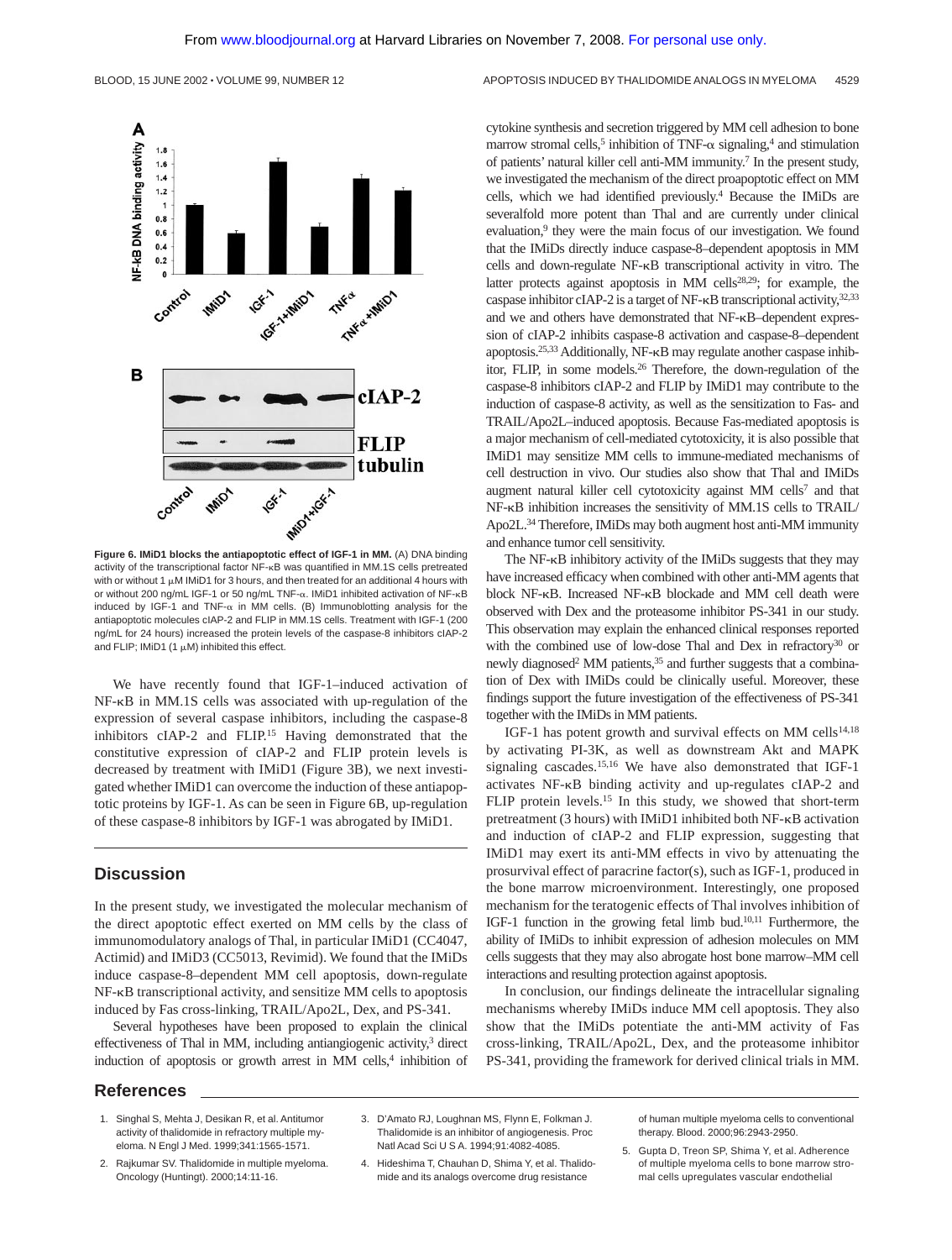Figure 6. IMiD1 blocks the antiapoptotic effect of IGF-1 in MM. (A) DNA binding activity of the transcriptional factor NF-κB was quantified in MM.1S cells pretreated with or without 1 μM IMiD1 for 3 hours, and then treated for an additional 4 hours with or without 200 ng/mL IGF-1 or 50 ng/mL TNF-α. IMiD1 inhibited activation of NF-κB induced by IGF-1 and TNF-α in MM cells. (B) Immunoblotting analysis for the antiapoptotic molecules cIAP-2 and FLIP in MM.1S cells. Treatment with IGF-1 (200 ng/mL for 24 hours) increased the protein levels of the caspase-8 inhibitors cIAP-2 and FLIP; IMiD1 (1 μM) inhibited this effect.

We have recently found that IGF-1–induced activation of NF-κB in MM.1S cells was associated with up-regulation of the expression of several caspase inhibitors, including the caspase-8 inhibitors cIAP-2 and FLIP.[15] Having demonstrated that the constitutive expression of cIAP-2 and FLIP protein levels is decreased by treatment with IMiD1 (Figure 3B), we next investigated whether IMiD1 can overcome the induction of these antiapoptotic proteins by IGF-1. As can be seen in Figure 6B, up-regulation of these caspase-8 inhibitors by IGF-1 was abrogated by IMiD1.

## Discussion

In the present study, we investigated the molecular mechanism of the direct apoptotic effect exerted on MM cells by the class of immunomodulatory analogs of Thal, in particular IMiD1 (CC4047, Actimid) and IMiD3 (CC5013, Revimid). We found that the IMiDs induce caspase-8–dependent MM cell apoptosis, down-regulate NF-κB transcriptional activity, and sensitize MM cells to apoptosis induced by Fas cross-linking, TRAIL/Apo2L, Dex, and PS-341.

Several hypotheses have been proposed to explain the clinical effectiveness of Thal in MM, including antiangiogenic activity,[3] direct induction of apoptosis or growth arrest in MM cells,[4] inhibition of cytokine synthesis and secretion triggered by MM cell adhesion to bone marrow stromal cells,[5] inhibition of TNF-α signaling,[4] and stimulation of patients' natural killer cell anti-MM immunity.[7] In the present study, we investigated the mechanism of the direct proapoptotic effect on MM cells, which we had identified previously.[4] Because the IMiDs are severalfold more potent than Thal and are currently under clinical evaluation,[9] they were the main focus of our investigation. We found that the IMiDs directly induce caspase-8–dependent apoptosis in MM cells and down-regulate NF-κB transcriptional activity in vitro. The latter protects against apoptosis in MM cells[28,29]; for example, the caspase inhibitor cIAP-2 is a target of NF-κB transcriptional activity,[32,33] and we and others have demonstrated that NF-κB–dependent expression of cIAP-2 inhibits caspase-8 activation and caspase-8–dependent apoptosis.[25,33] Additionally, NF-κB may regulate another caspase inhibitor, FLIP, in some models.[26] Therefore, the down-regulation of the caspase-8 inhibitors cIAP-2 and FLIP by IMiD1 may contribute to the induction of caspase-8 activity, as well as the sensitization to Fas- and TRAIL/Apo2L–induced apoptosis. Because Fas-mediated apoptosis is a major mechanism of cell-mediated cytotoxicity, it is also possible that IMiD1 may sensitize MM cells to immune-mediated mechanisms of cell destruction in vivo. Our studies also show that Thal and IMiDs augment natural killer cell cytotoxicity against MM cells[7] and that NF-κB inhibition increases the sensitivity of MM.1S cells to TRAIL/Apo2L.[34] Therefore, IMiDs may both augment host anti-MM immunity and enhance tumor cell sensitivity.

The NF-κB inhibitory activity of the IMiDs suggests that they may have increased efficacy when combined with other anti-MM agents that block NF-κB. Increased NF-κB blockade and MM cell death were observed with Dex and the proteasome inhibitor PS-341 in our study. This observation may explain the enhanced clinical responses reported with the combined use of low-dose Thal and Dex in refractory[30] or newly diagnosed[2] MM patients,[35] and further suggests that a combination of Dex with IMiDs could be clinically useful. Moreover, these findings support the future investigation of the effectiveness of PS-341 together with the IMiDs in MM patients.

IGF-1 has potent growth and survival effects on MM cells[14,18] by activating PI-3K, as well as downstream Akt and MAPK signaling cascades.[15,16] We have also demonstrated that IGF-1 activates NF-κB binding activity and up-regulates cIAP-2 and FLIP protein levels.[15] In this study, we showed that short-term pretreatment (3 hours) with IMiD1 inhibited both NF-κB activation and induction of cIAP-2 and FLIP expression, suggesting that IMiD1 may exert its anti-MM effects in vivo by attenuating the prosurvival effect of paracrine factor(s), such as IGF-1, produced in the bone marrow microenvironment. Interestingly, one proposed mechanism for the teratogenic effects of Thal involves inhibition of IGF-1 function in the growing fetal limb bud.[10,11] Furthermore, the ability of IMiDs to inhibit expression of adhesion molecules on MM cells suggests that they may also abrogate host bone marrow–MM cell interactions and resulting protection against apoptosis.

In conclusion, our findings delineate the intracellular signaling mechanisms whereby IMiDs induce MM cell apoptosis. They also show that the IMiDs potentiate the anti-MM activity of Fas cross-linking, TRAIL/Apo2L, Dex, and the proteasome inhibitor PS-341, providing the framework for derived clinical trials in MM.

## References

1. Singhal S, Mehta J, Desikan R, et al. Antitumor activity of thalidomide in refractory multiple myeloma. N Engl J Med. 1999;341:1565-1571.
2. Rajkumar SV. Thalidomide in multiple myeloma. Oncology (Huntingt). 2000;14:11-16.
3. D'Amato RJ, Loughnan MS, Flynn E, Folkman J. Thalidomide is an inhibitor of angiogenesis. Proc Natl Acad Sci U S A. 1994;91:4082-4085.
4. Hideshima T, Chauhan D, Shima Y, et al. Thalidomide and its analogs overcome drug resistance of human multiple myeloma cells to conventional therapy. Blood. 2000;96:2943-2950.
5. Gupta D, Treon SP, Shima Y, et al. Adherence of multiple myeloma cells to bone marrow stromal cells upregulates vascular endothelial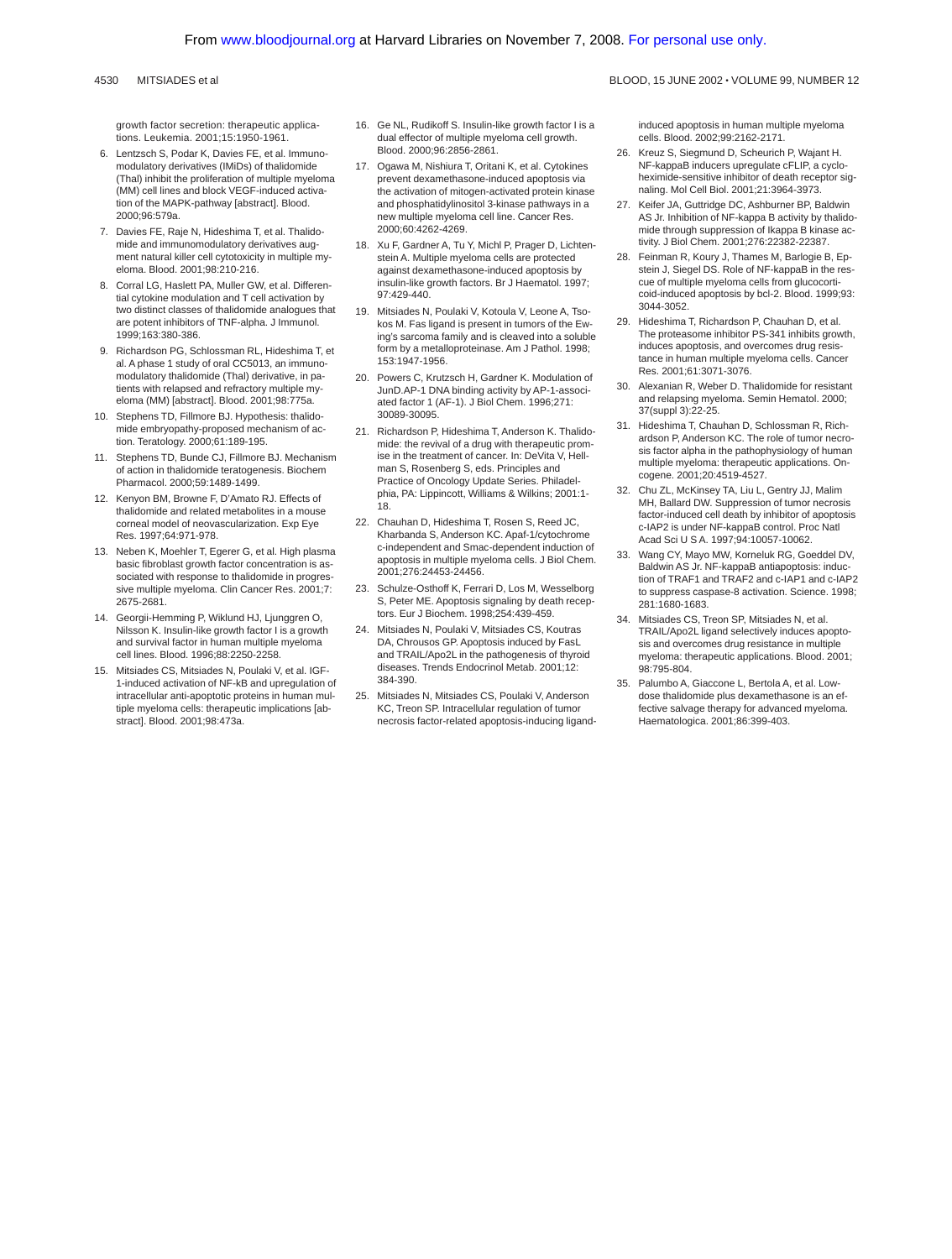growth factor secretion: therapeutic applications. Leukemia. 2001;15:1950-1961.

6. Lentzsch S, Podar K, Davies FE, et al. Immunomodulatory derivatives (IMiDs) of thalidomide (Thal) inhibit the proliferation of multiple myeloma (MM) cell lines and block VEGF-induced activation of the MAPK-pathway [abstract]. Blood. 2000;96:579a.
7. Davies FE, Raje N, Hideshima T, et al. Thalidomide and immunomodulatory derivatives augment natural killer cell cytotoxicity in multiple myeloma. Blood. 2001;98:210-216.
8. Corral LG, Haslett PA, Muller GW, et al. Differential cytokine modulation and T cell activation by two distinct classes of thalidomide analogues that are potent inhibitors of TNF-alpha. J Immunol. 1999;163:380-386.
9. Richardson PG, Schlossman RL, Hideshima T, et al. A phase 1 study of oral CC5013, an immunomodulatory thalidomide (Thal) derivative, in patients with relapsed and refractory multiple myeloma (MM) [abstract]. Blood. 2001;98:775a.
10. Stephens TD, Fillmore BJ. Hypothesis: thalidomide embryopathy-proposed mechanism of action. Teratology. 2000;61:189-195.
11. Stephens TD, Bunde CJ, Fillmore BJ. Mechanism of action in thalidomide teratogenesis. Biochem Pharmacol. 2000;59:1489-1499.
12. Kenyon BM, Browne F, D'Amato RJ. Effects of thalidomide and related metabolites in a mouse corneal model of neovascularization. Exp Eye Res. 1997;64:971-978.
13. Neben K, Moehler T, Egerer G, et al. High plasma basic fibroblast growth factor concentration is associated with response to thalidomide in progressive multiple myeloma. Clin Cancer Res. 2001;7:2675-2681.
14. Georgii-Hemming P, Wiklund HJ, Ljunggren O, Nilsson K. Insulin-like growth factor I is a growth and survival factor in human multiple myeloma cell lines. Blood. 1996;88:2250-2258.
15. Mitsiades CS, Mitsiades N, Poulaki V, et al. IGF-1-induced activation of NF-kB and upregulation of intracellular anti-apoptotic proteins in human multiple myeloma cells: therapeutic implications [abstract]. Blood. 2001;98:473a.
16. Ge NL, Rudikoff S. Insulin-like growth factor I is a dual effector of multiple myeloma cell growth. Blood. 2000;96:2856-2861.
17. Ogawa M, Nishiura T, Oritani K, et al. Cytokines prevent dexamethasone-induced apoptosis via the activation of mitogen-activated protein kinase and phosphatidylinositol 3-kinase pathways in a new multiple myeloma cell line. Cancer Res. 2000;60:4262-4269.
18. Xu F, Gardner A, Tu Y, Michl P, Prager D, Lichtenstein A. Multiple myeloma cells are protected against dexamethasone-induced apoptosis by insulin-like growth factors. Br J Haematol. 1997; 97:429-440.
19. Mitsiades N, Poulaki V, Kotoula V, Leone A, Tsokos M. Fas ligand is present in tumors of the Ewing's sarcoma family and is cleaved into a soluble form by a metalloproteinase. Am J Pathol. 1998; 153:1947-1956.
20. Powers C, Krutzsch H, Gardner K. Modulation of JunD.AP-1 DNA binding activity by AP-1-associated factor 1 (AF-1). J Biol Chem. 1996;271: 30089-30095.
21. Richardson P, Hideshima T, Anderson K. Thalidomide: the revival of a drug with therapeutic promise in the treatment of cancer. In: DeVita V, Hellman S, Rosenberg S, eds. Principles and Practice of Oncology Update Series. Philadelphia, PA: Lippincott, Williams & Wilkins; 2001:1-18.
22. Chauhan D, Hideshima T, Rosen S, Reed JC, Kharbanda S, Anderson KC. Apaf-1/cytochrome c-independent and Smac-dependent induction of apoptosis in multiple myeloma cells. J Biol Chem. 2001;276:24453-24456.
23. Schulze-Osthoff K, Ferrari D, Los M, Wesselborg S, Peter ME. Apoptosis signaling by death receptors. Eur J Biochem. 1998;254:439-459.
24. Mitsiades N, Poulaki V, Mitsiades CS, Koutras DA, Chrousos GP. Apoptosis induced by FasL and TRAIL/Apo2L in the pathogenesis of thyroid diseases. Trends Endocrinol Metab. 2001;12: 384-390.
25. Mitsiades N, Mitsiades CS, Poulaki V, Anderson KC, Treon SP. Intracellular regulation of tumor necrosis factor-related apoptosis-inducing ligand-induced apoptosis in human multiple myeloma cells. Blood. 2002;99:2162-2171.
26. Kreuz S, Siegmund D, Scheurich P, Wajant H. NF-kappaB inducers upregulate cFLIP, a cycloheximide-sensitive inhibitor of death receptor signaling. Mol Cell Biol. 2001;21:3964-3973.
27. Keifer JA, Guttridge DC, Ashburner BP, Baldwin AS Jr. Inhibition of NF-kappa B activity by thalidomide through suppression of Ikappa B kinase activity. J Biol Chem. 2001;276:22382-22387.
28. Feinman R, Koury J, Thames M, Barlogie B, Epstein J, Siegel DS. Role of NF-kappaB in the rescue of multiple myeloma cells from glucocorticoid-induced apoptosis by bcl-2. Blood. 1999;93: 3044-3052.
29. Hideshima T, Richardson P, Chauhan D, et al. The proteasome inhibitor PS-341 inhibits growth, induces apoptosis, and overcomes drug resistance in human multiple myeloma cells. Cancer Res. 2001;61:3071-3076.
30. Alexanian R, Weber D. Thalidomide for resistant and relapsing myeloma. Semin Hematol. 2000; 37(suppl 3):22-25.
31. Hideshima T, Chauhan D, Schlossman R, Richardson P, Anderson KC. The role of tumor necrosis factor alpha in the pathophysiology of human multiple myeloma: therapeutic applications. Oncogene. 2001;20:4519-4527.
32. Chu ZL, McKinsey TA, Liu L, Gentry JJ, Malim MH, Ballard DW. Suppression of tumor necrosis factor-induced cell death by inhibitor of apoptosis c-IAP2 is under NF-kappaB control. Proc Natl Acad Sci U S A. 1997;94:10057-10062.
33. Wang CY, Mayo MW, Korneluk RG, Goeddel DV, Baldwin AS Jr. NF-kappaB antiapoptosis: induction of TRAF1 and TRAF2 and c-IAP1 and c-IAP2 to suppress caspase-8 activation. Science. 1998; 281:1680-1683.
34. Mitsiades CS, Treon SP, Mitsiades N, et al. TRAIL/Apo2L ligand selectively induces apoptosis and overcomes drug resistance in multiple myeloma: therapeutic applications. Blood. 2001; 98:795-804.
35. Palumbo A, Giaccone L, Bertola A, et al. Low-dose thalidomide plus dexamethasone is an effective salvage therapy for advanced myeloma. Haematologica. 2001;86:399-403.